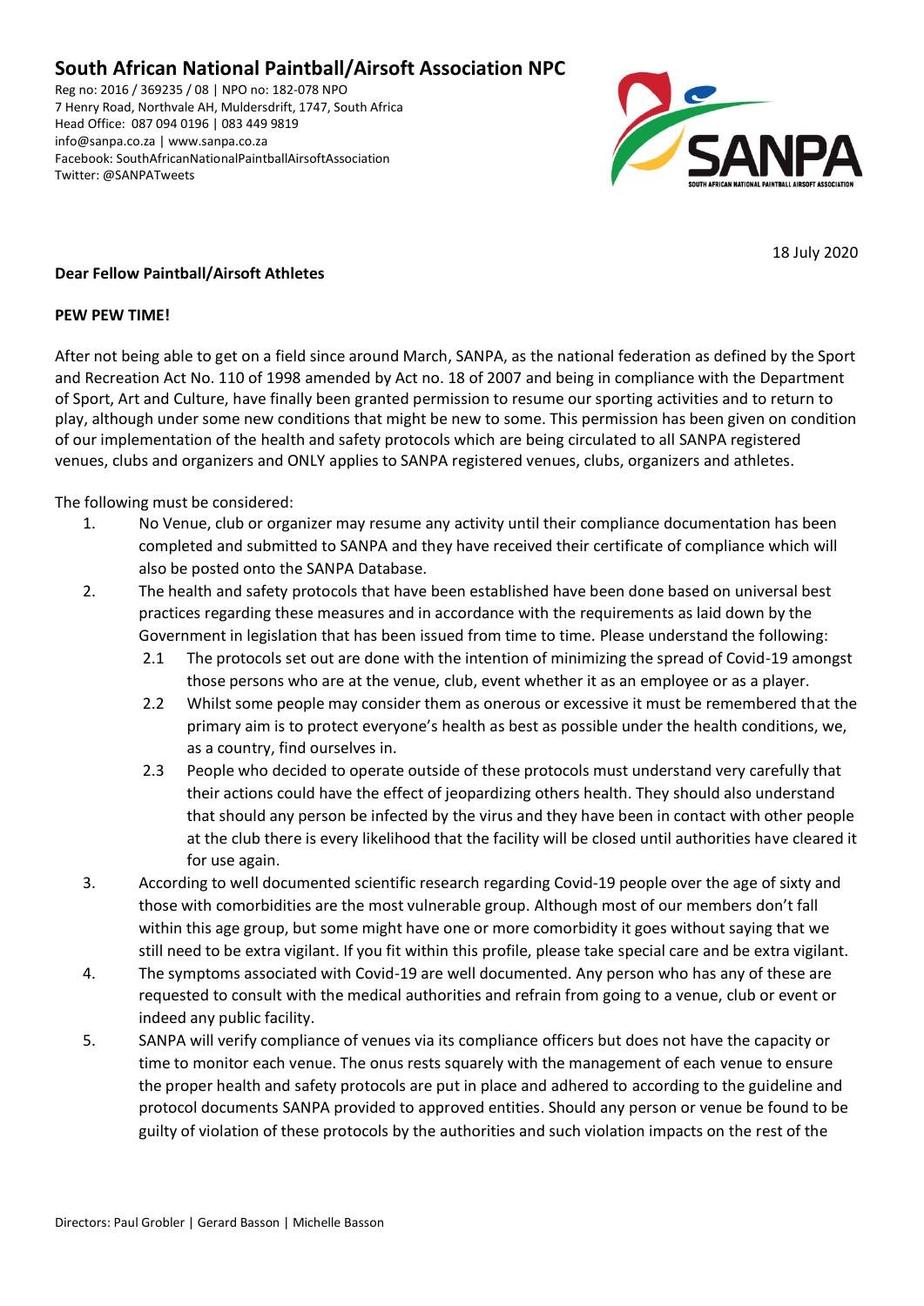# South African National Paintball/Airsoft Association NPC

Reg no: 2016 / 369235 / 08 | NPO no: 182-078 NPO
7 Henry Road, Northvale AH, Muldersdrift, 1747, South Africa
Head Office: 087 094 0196 | 083 449 9819
info@sanpa.co.za | www.sanpa.co.za
Facebook: SouthAfricanNationalPaintballAirsoftAssociation
Twitter: @SANPATweets

18 July 2020

**Dear Fellow Paintball/Airsoft Athletes**

**PEW PEW TIME!**

After not being able to get on a field since around March, SANPA, as the national federation as defined by the Sport and Recreation Act No. 110 of 1998 amended by Act no. 18 of 2007 and being in compliance with the Department of Sport, Art and Culture, have finally been granted permission to resume our sporting activities and to return to play, although under some new conditions that might be new to some. This permission has been given on condition of our implementation of the health and safety protocols which are being circulated to all SANPA registered venues, clubs and organizers and ONLY applies to SANPA registered venues, clubs, organizers and athletes.

The following must be considered:

1. No Venue, club or organizer may resume any activity until their compliance documentation has been completed and submitted to SANPA and they have received their certificate of compliance which will also be posted onto the SANPA Database.
2. The health and safety protocols that have been established have been done based on universal best practices regarding these measures and in accordance with the requirements as laid down by the Government in legislation that has been issued from time to time. Please understand the following:
   - 2.1 The protocols set out are done with the intention of minimizing the spread of Covid-19 amongst those persons who are at the venue, club, event whether it as an employee or as a player.
   - 2.2 Whilst some people may consider them as onerous or excessive it must be remembered that the primary aim is to protect everyone's health as best as possible under the health conditions, we, as a country, find ourselves in.
   - 2.3 People who decided to operate outside of these protocols must understand very carefully that their actions could have the effect of jeopardizing others health. They should also understand that should any person be infected by the virus and they have been in contact with other people at the club there is every likelihood that the facility will be closed until authorities have cleared it for use again.
3. According to well documented scientific research regarding Covid-19 people over the age of sixty and those with comorbidities are the most vulnerable group. Although most of our members don't fall within this age group, but some might have one or more comorbidity it goes without saying that we still need to be extra vigilant. If you fit within this profile, please take special care and be extra vigilant.
4. The symptoms associated with Covid-19 are well documented. Any person who has any of these are requested to consult with the medical authorities and refrain from going to a venue, club or event or indeed any public facility.
5. SANPA will verify compliance of venues via its compliance officers but does not have the capacity or time to monitor each venue. The onus rests squarely with the management of each venue to ensure the proper health and safety protocols are put in place and adhered to according to the guideline and protocol documents SANPA provided to approved entities. Should any person or venue be found to be guilty of violation of these protocols by the authorities and such violation impacts on the rest of the

Directors: Paul Grobler | Gerard Basson | Michelle Basson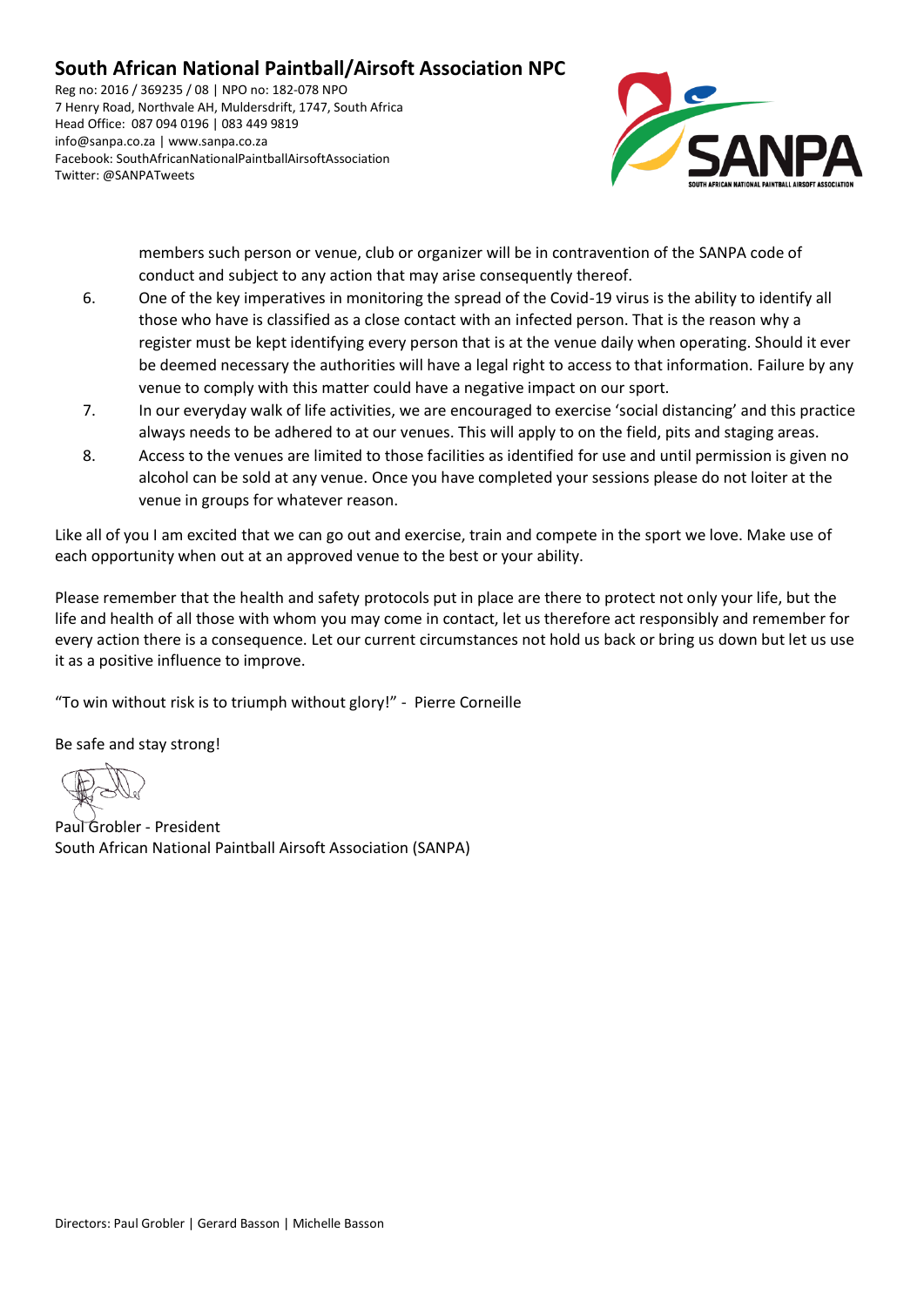members such person or venue, club or organizer will be in contravention of the SANPA code of conduct and subject to any action that may arise consequently thereof.

6. One of the key imperatives in monitoring the spread of the Covid-19 virus is the ability to identify all those who have is classified as a close contact with an infected person. That is the reason why a register must be kept identifying every person that is at the venue daily when operating. Should it ever be deemed necessary the authorities will have a legal right to access to that information. Failure by any venue to comply with this matter could have a negative impact on our sport.
7. In our everyday walk of life activities, we are encouraged to exercise 'social distancing' and this practice always needs to be adhered to at our venues. This will apply to on the field, pits and staging areas.
8. Access to the venues are limited to those facilities as identified for use and until permission is given no alcohol can be sold at any venue. Once you have completed your sessions please do not loiter at the venue in groups for whatever reason.

Like all of you I am excited that we can go out and exercise, train and compete in the sport we love. Make use of each opportunity when out at an approved venue to the best or your ability.

Please remember that the health and safety protocols put in place are there to protect not only your life, but the life and health of all those with whom you may come in contact, let us therefore act responsibly and remember for every action there is a consequence. Let our current circumstances not hold us back or bring us down but let us use it as a positive influence to improve.

"To win without risk is to triumph without glory!" - Pierre Corneille

Be safe and stay strong!

Paul Grobler - President
South African National Paintball Airsoft Association (SANPA)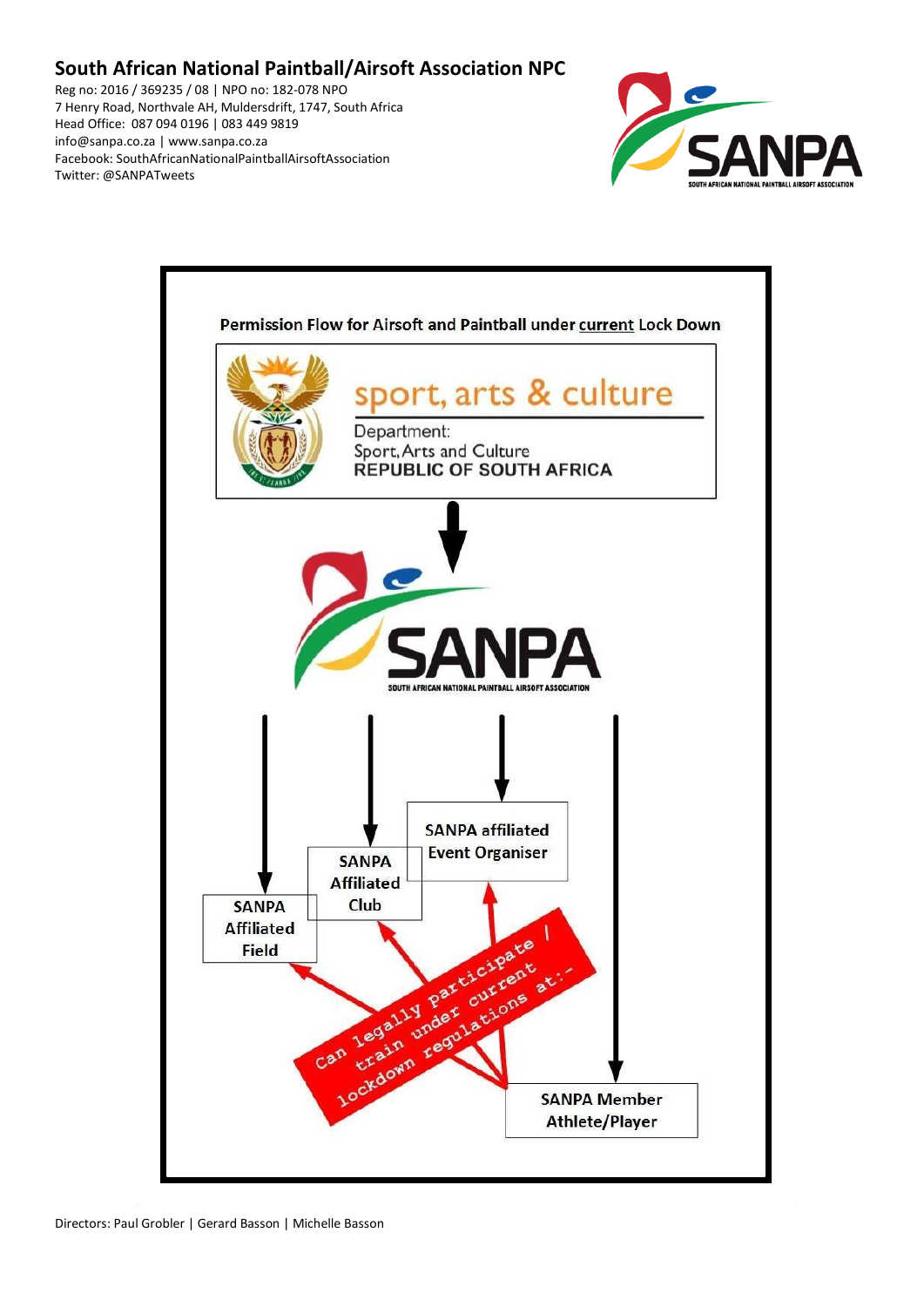**South African National Paintball/Airsoft Association NPC**
Reg no: 2016 / 369235 / 08 | NPO no: 182-078 NPO
7 Henry Road, Northvale AH, Muldersdrift, 1747, South Africa
Head Office: 087 094 0196 | 083 449 9819
info@sanpa.co.za | www.sanpa.co.za
Facebook: SouthAfricanNationalPaintballAirsoftAssociation
Twitter: @SANPATweets

**Permission Flow for Airsoft and Paintball under current Lock Down**

sport, arts & culture
Department:
Sport, Arts and Culture
REPUBLIC OF SOUTH AFRICA

SANPA
SOUTH AFRICAN NATIONAL PAINTBALL AIRSOFT ASSOCIATION

SANPA Affiliated Field

SANPA Affiliated Club

SANPA affiliated Event Organiser

SANPA Member Athlete/Player

Can legally participate / train under current lockdown regulations at:-

Directors: Paul Grobler | Gerard Basson | Michelle Basson